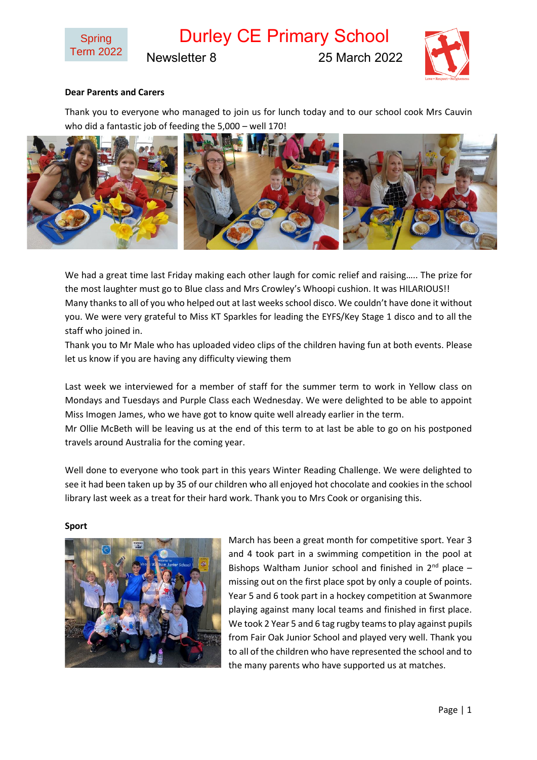Spring Term 2022

# Durley CE Primary School

Newsletter 8 25 March 2022

**Dear Parents and Carers**

Thank you to everyone who managed to join us for lunch today and to our school cook Mrs Cauvin who did a fantastic job of feeding the 5,000 – well 170!

We had a great time last Friday making each other laugh for comic relief and raising….. The prize for the most laughter must go to Blue class and Mrs Crowley's Whoopi cushion. It was HILARIOUS!!
Many thanks to all of you who helped out at last weeks school disco. We couldn't have done it without you. We were very grateful to Miss KT Sparkles for leading the EYFS/Key Stage 1 disco and to all the staff who joined in.
Thank you to Mr Male who has uploaded video clips of the children having fun at both events. Please let us know if you are having any difficulty viewing them

Last week we interviewed for a member of staff for the summer term to work in Yellow class on Mondays and Tuesdays and Purple Class each Wednesday. We were delighted to be able to appoint Miss Imogen James, who we have got to know quite well already earlier in the term.
Mr Ollie McBeth will be leaving us at the end of this term to at last be able to go on his postponed travels around Australia for the coming year.

Well done to everyone who took part in this years Winter Reading Challenge. We were delighted to see it had been taken up by 35 of our children who all enjoyed hot chocolate and cookies in the school library last week as a treat for their hard work. Thank you to Mrs Cook or organising this.

**Sport**

March has been a great month for competitive sport. Year 3 and 4 took part in a swimming competition in the pool at Bishops Waltham Junior school and finished in 2nd place – missing out on the first place spot by only a couple of points. Year 5 and 6 took part in a hockey competition at Swanmore playing against many local teams and finished in first place. We took 2 Year 5 and 6 tag rugby teams to play against pupils from Fair Oak Junior School and played very well. Thank you to all of the children who have represented the school and to the many parents who have supported us at matches.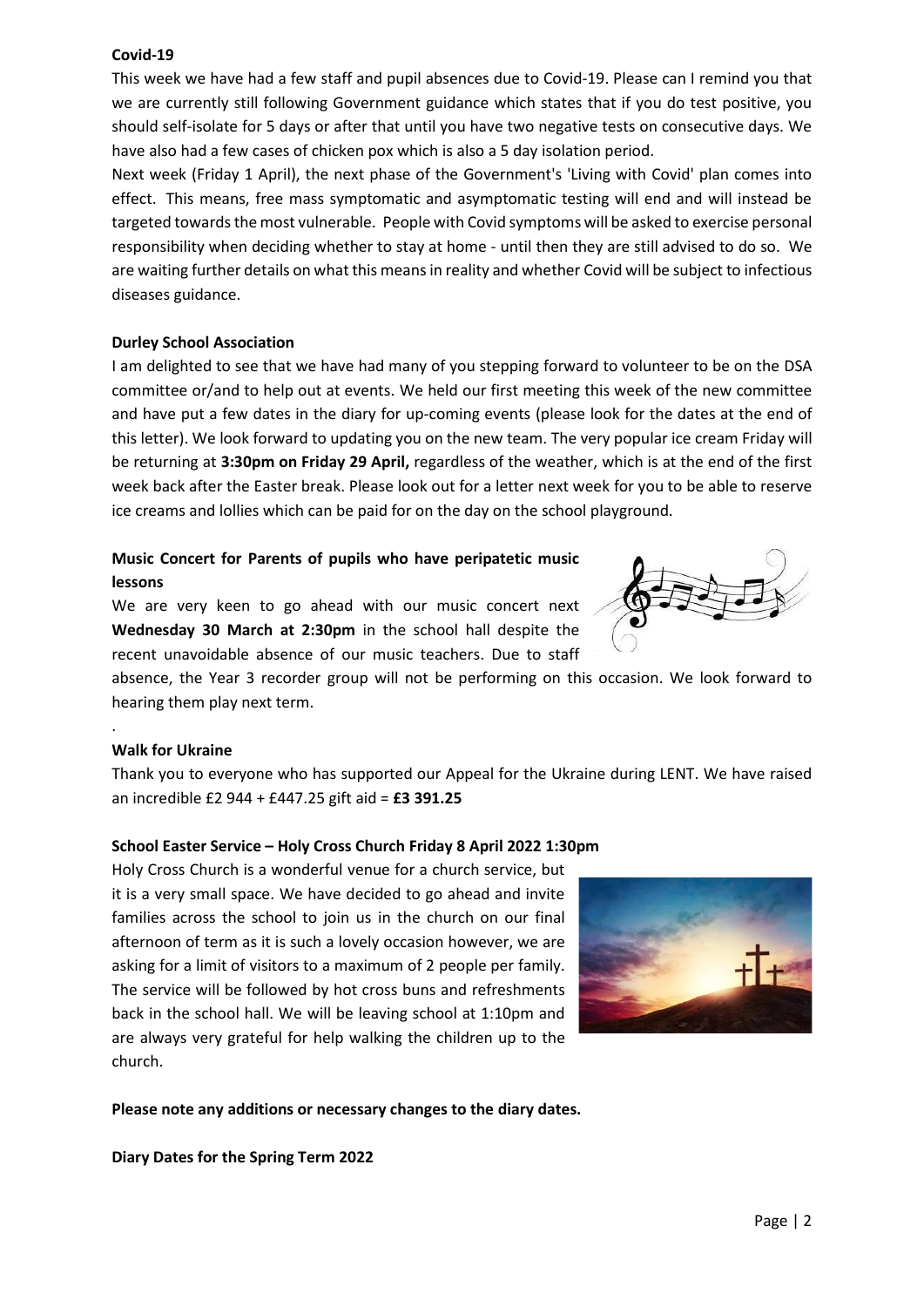**Covid-19**

This week we have had a few staff and pupil absences due to Covid-19. Please can I remind you that we are currently still following Government guidance which states that if you do test positive, you should self-isolate for 5 days or after that until you have two negative tests on consecutive days. We have also had a few cases of chicken pox which is also a 5 day isolation period.

Next week (Friday 1 April), the next phase of the Government's 'Living with Covid' plan comes into effect. This means, free mass symptomatic and asymptomatic testing will end and will instead be targeted towards the most vulnerable. People with Covid symptoms will be asked to exercise personal responsibility when deciding whether to stay at home - until then they are still advised to do so. We are waiting further details on what this means in reality and whether Covid will be subject to infectious diseases guidance.

**Durley School Association**

I am delighted to see that we have had many of you stepping forward to volunteer to be on the DSA committee or/and to help out at events. We held our first meeting this week of the new committee and have put a few dates in the diary for up-coming events (please look for the dates at the end of this letter). We look forward to updating you on the new team. The very popular ice cream Friday will be returning at **3:30pm on Friday 29 April,** regardless of the weather, which is at the end of the first week back after the Easter break. Please look out for a letter next week for you to be able to reserve ice creams and lollies which can be paid for on the day on the school playground.

**Music Concert for Parents of pupils who have peripatetic music lessons**

We are very keen to go ahead with our music concert next **Wednesday 30 March at 2:30pm** in the school hall despite the recent unavoidable absence of our music teachers. Due to staff absence, the Year 3 recorder group will not be performing on this occasion. We look forward to hearing them play next term.

.

**Walk for Ukraine**

Thank you to everyone who has supported our Appeal for the Ukraine during LENT. We have raised an incredible £2 944 + £447.25 gift aid = **£3 391.25**

**School Easter Service – Holy Cross Church Friday 8 April 2022 1:30pm**

Holy Cross Church is a wonderful venue for a church service, but it is a very small space. We have decided to go ahead and invite families across the school to join us in the church on our final afternoon of term as it is such a lovely occasion however, we are asking for a limit of visitors to a maximum of 2 people per family. The service will be followed by hot cross buns and refreshments back in the school hall. We will be leaving school at 1:10pm and are always very grateful for help walking the children up to the church.

**Please note any additions or necessary changes to the diary dates.**

**Diary Dates for the Spring Term 2022**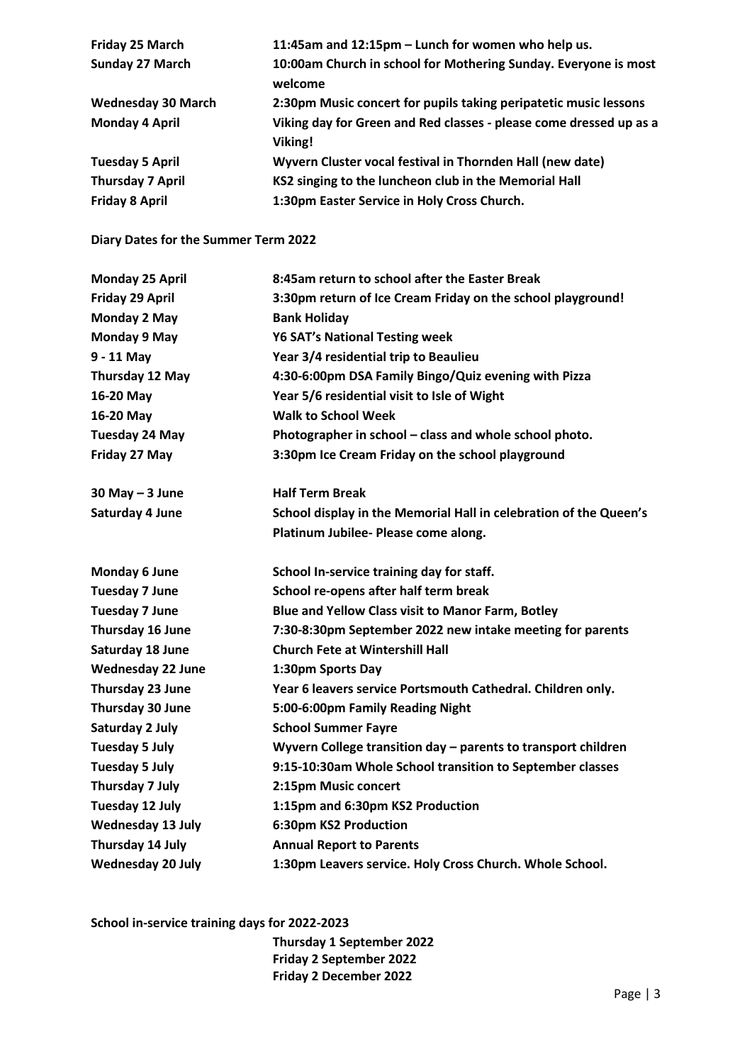| | |
|---|---|
| **Friday 25 March** | **11:45am and 12:15pm – Lunch for women who help us.** |
| **Sunday 27 March** | **10:00am Church in school for Mothering Sunday. Everyone is most welcome** |
| **Wednesday 30 March** | **2:30pm Music concert for pupils taking peripatetic music lessons** |
| **Monday 4 April** | **Viking day for Green and Red classes - please come dressed up as a Viking!** |
| **Tuesday 5 April** | **Wyvern Cluster vocal festival in Thornden Hall (new date)** |
| **Thursday 7 April** | **KS2 singing to the luncheon club in the Memorial Hall** |
| **Friday 8 April** | **1:30pm Easter Service in Holy Cross Church.** |

**Diary Dates for the Summer Term 2022**

| | |
|---|---|
| **Monday 25 April** | **8:45am return to school after the Easter Break** |
| **Friday 29 April** | **3:30pm return of Ice Cream Friday on the school playground!** |
| **Monday 2 May** | **Bank Holiday** |
| **Monday 9 May** | **Y6 SAT's National Testing week** |
| **9 - 11 May** | **Year 3/4 residential trip to Beaulieu** |
| **Thursday 12 May** | **4:30-6:00pm DSA Family Bingo/Quiz evening with Pizza** |
| **16-20 May** | **Year 5/6 residential visit to Isle of Wight** |
| **16-20 May** | **Walk to School Week** |
| **Tuesday 24 May** | **Photographer in school – class and whole school photo.** |
| **Friday 27 May** | **3:30pm Ice Cream Friday on the school playground** |
| **30 May – 3 June** | **Half Term Break** |
| **Saturday 4 June** | **School display in the Memorial Hall in celebration of the Queen's Platinum Jubilee- Please come along.** |
| **Monday 6 June** | **School In-service training day for staff.** |
| **Tuesday 7 June** | **School re-opens after half term break** |
| **Tuesday 7 June** | **Blue and Yellow Class visit to Manor Farm, Botley** |
| **Thursday 16 June** | **7:30-8:30pm September 2022 new intake meeting for parents** |
| **Saturday 18 June** | **Church Fete at Wintershill Hall** |
| **Wednesday 22 June** | **1:30pm Sports Day** |
| **Thursday 23 June** | **Year 6 leavers service Portsmouth Cathedral. Children only.** |
| **Thursday 30 June** | **5:00-6:00pm Family Reading Night** |
| **Saturday 2 July** | **School Summer Fayre** |
| **Tuesday 5 July** | **Wyvern College transition day – parents to transport children** |
| **Tuesday 5 July** | **9:15-10:30am Whole School transition to September classes** |
| **Thursday 7 July** | **2:15pm Music concert** |
| **Tuesday 12 July** | **1:15pm and 6:30pm KS2 Production** |
| **Wednesday 13 July** | **6:30pm KS2 Production** |
| **Thursday 14 July** | **Annual Report to Parents** |
| **Wednesday 20 July** | **1:30pm Leavers service. Holy Cross Church. Whole School.** |

**School in-service training days for 2022-2023**

**Thursday 1 September 2022**
**Friday 2 September 2022**
**Friday 2 December 2022**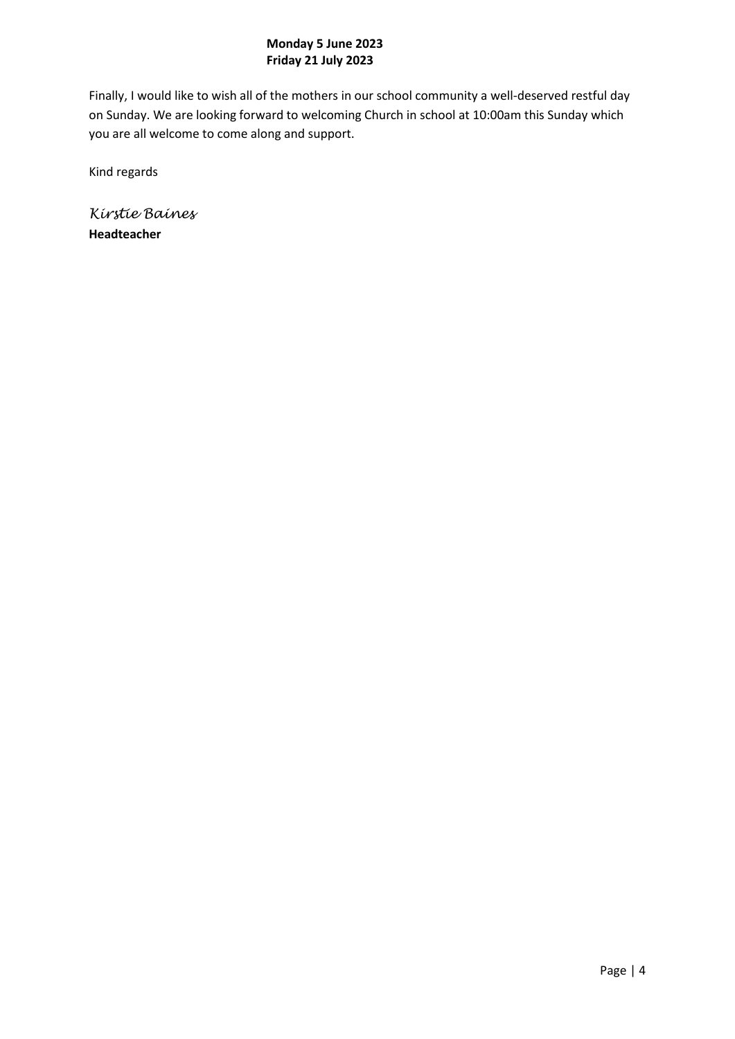**Monday 5 June 2023**
**Friday 21 July 2023**

Finally, I would like to wish all of the mothers in our school community a well-deserved restful day on Sunday. We are looking forward to welcoming Church in school at 10:00am this Sunday which you are all welcome to come along and support.

Kind regards

*Kirstie Baines*
**Headteacher**